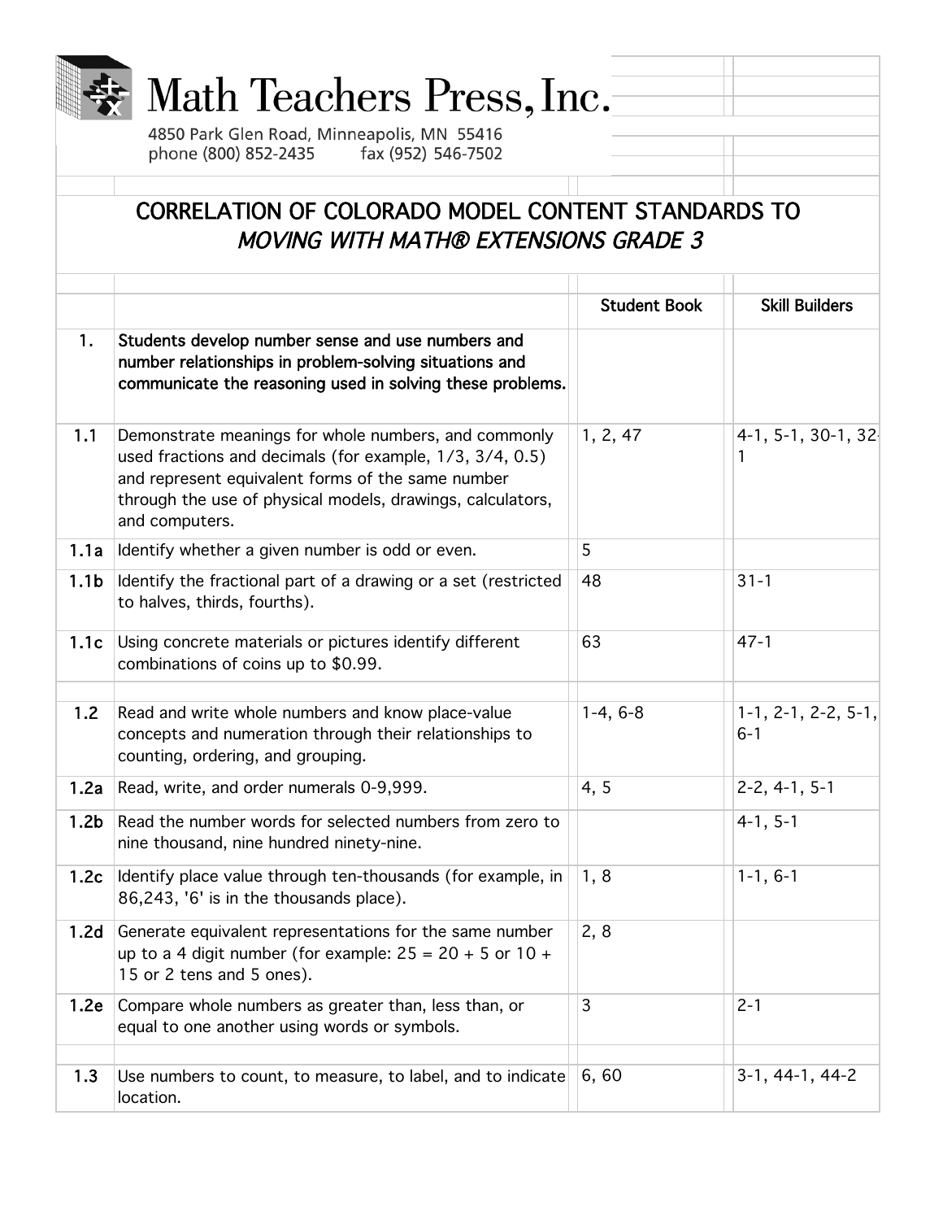# Math Teachers Press, Inc.

4850 Park Glen Road, Minneapolis, MN 55416
phone (800) 852-2435 fax (952) 546-7502

## CORRELATION OF COLORADO MODEL CONTENT STANDARDS TO *MOVING WITH MATH® EXTENSIONS GRADE 3*

| | | Student Book | Skill Builders |
|---|---|---|---|
| **1.** | **Students develop number sense and use numbers and number relationships in problem-solving situations and communicate the reasoning used in solving these problems.** | | |
| **1.1** | Demonstrate meanings for whole numbers, and commonly used fractions and decimals (for example, 1/3, 3/4, 0.5) and represent equivalent forms of the same number through the use of physical models, drawings, calculators, and computers. | 1, 2, 47 | 4-1, 5-1, 30-1, 32-1 |
| **1.1a** | Identify whether a given number is odd or even. | 5 | |
| **1.1b** | Identify the fractional part of a drawing or a set (restricted to halves, thirds, fourths). | 48 | 31-1 |
| **1.1c** | Using concrete materials or pictures identify different combinations of coins up to $0.99. | 63 | 47-1 |
| **1.2** | Read and write whole numbers and know place-value concepts and numeration through their relationships to counting, ordering, and grouping. | 1-4, 6-8 | 1-1, 2-1, 2-2, 5-1, 6-1 |
| **1.2a** | Read, write, and order numerals 0-9,999. | 4, 5 | 2-2, 4-1, 5-1 |
| **1.2b** | Read the number words for selected numbers from zero to nine thousand, nine hundred ninety-nine. | | 4-1, 5-1 |
| **1.2c** | Identify place value through ten-thousands (for example, in 86,243, '6' is in the thousands place). | 1, 8 | 1-1, 6-1 |
| **1.2d** | Generate equivalent representations for the same number up to a 4 digit number (for example: 25 = 20 + 5 or 10 + 15 or 2 tens and 5 ones). | 2, 8 | |
| **1.2e** | Compare whole numbers as greater than, less than, or equal to one another using words or symbols. | 3 | 2-1 |
| **1.3** | Use numbers to count, to measure, to label, and to indicate location. | 6, 60 | 3-1, 44-1, 44-2 |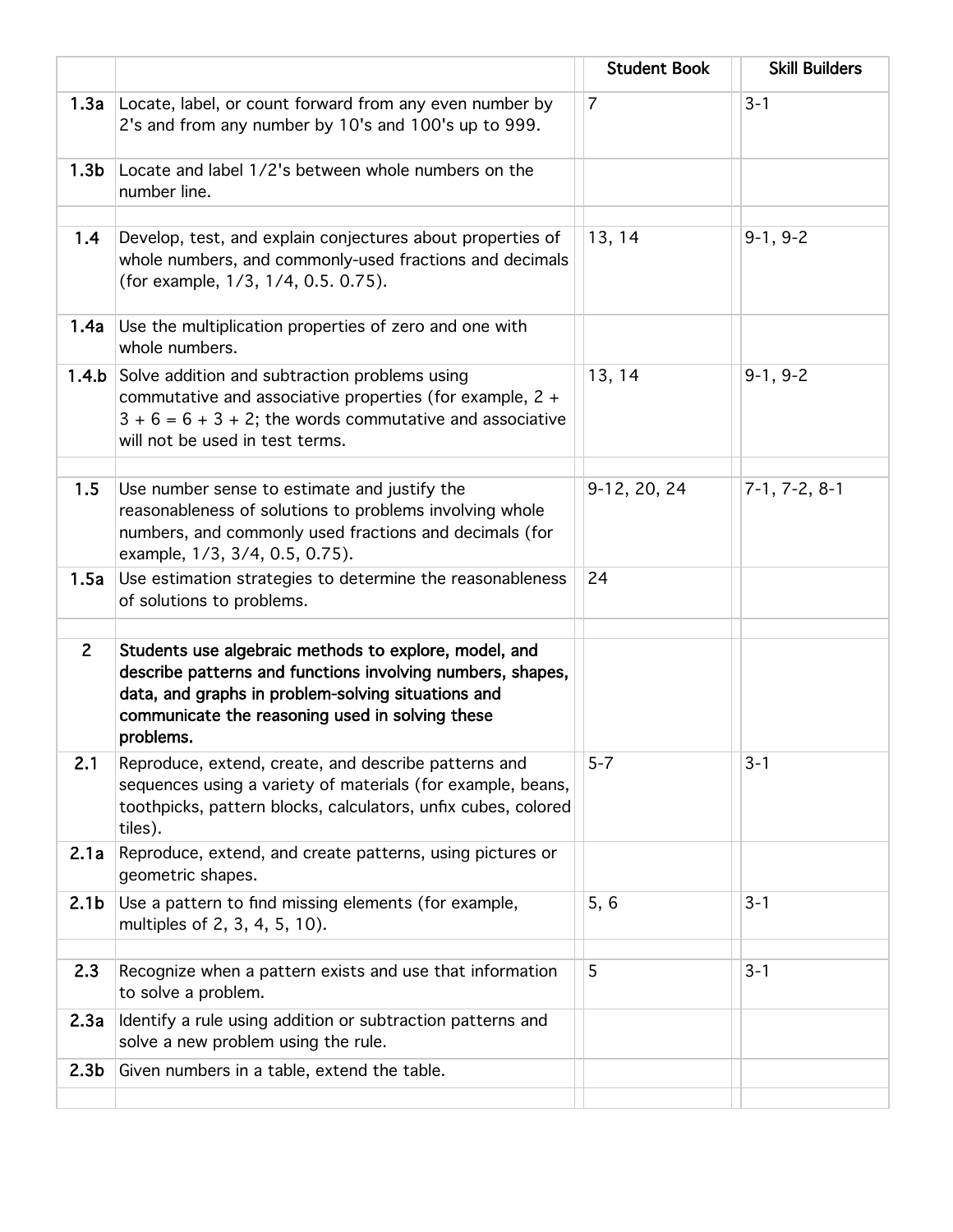| | | Student Book | Skill Builders |
|---|---|---|---|
| **1.3a** | Locate, label, or count forward from any even number by 2's and from any number by 10's and 100's up to 999. | 7 | 3-1 |
| **1.3b** | Locate and label 1/2's between whole numbers on the number line. | | |
| | | | |
| **1.4** | Develop, test, and explain conjectures about properties of whole numbers, and commonly-used fractions and decimals (for example, 1/3, 1/4, 0.5. 0.75). | 13, 14 | 9-1, 9-2 |
| **1.4a** | Use the multiplication properties of zero and one with whole numbers. | | |
| **1.4.b** | Solve addition and subtraction problems using commutative and associative properties (for example, 2 + 3 + 6 = 6 + 3 + 2; the words commutative and associative will not be used in test terms. | 13, 14 | 9-1, 9-2 |
| | | | |
| **1.5** | Use number sense to estimate and justify the reasonableness of solutions to problems involving whole numbers, and commonly used fractions and decimals (for example, 1/3, 3/4, 0.5, 0.75). | 9-12, 20, 24 | 7-1, 7-2, 8-1 |
| **1.5a** | Use estimation strategies to determine the reasonableness of solutions to problems. | 24 | |
| | | | |
| **2** | **Students use algebraic methods to explore, model, and describe patterns and functions involving numbers, shapes, data, and graphs in problem-solving situations and communicate the reasoning used in solving these problems.** | | |
| **2.1** | Reproduce, extend, create, and describe patterns and sequences using a variety of materials (for example, beans, toothpicks, pattern blocks, calculators, unfix cubes, colored tiles). | 5-7 | 3-1 |
| **2.1a** | Reproduce, extend, and create patterns, using pictures or geometric shapes. | | |
| **2.1b** | Use a pattern to find missing elements (for example, multiples of 2, 3, 4, 5, 10). | 5, 6 | 3-1 |
| | | | |
| **2.3** | Recognize when a pattern exists and use that information to solve a problem. | 5 | 3-1 |
| **2.3a** | Identify a rule using addition or subtraction patterns and solve a new problem using the rule. | | |
| **2.3b** | Given numbers in a table, extend the table. | | |
| | | | |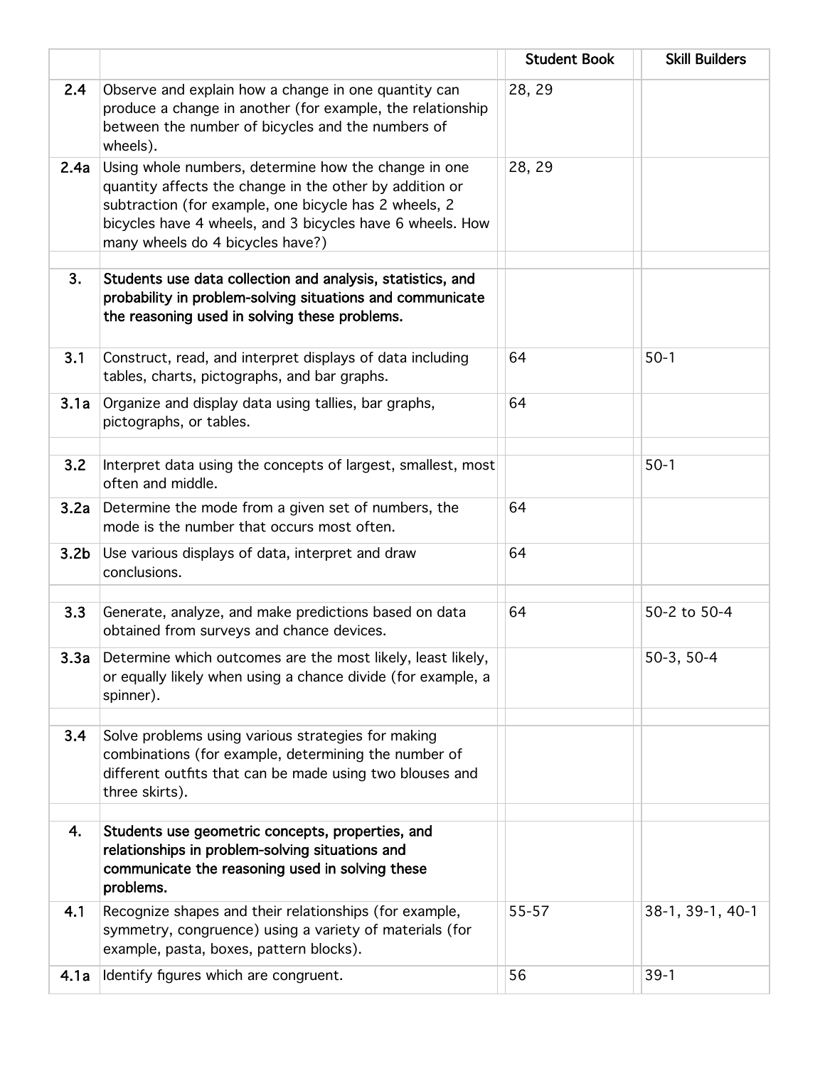| | | Student Book | Skill Builders |
|---|---|---|---|
| 2.4 | Observe and explain how a change in one quantity can produce a change in another (for example, the relationship between the number of bicycles and the numbers of wheels). | 28, 29 | |
| 2.4a | Using whole numbers, determine how the change in one quantity affects the change in the other by addition or subtraction (for example, one bicycle has 2 wheels, 2 bicycles have 4 wheels, and 3 bicycles have 6 wheels. How many wheels do 4 bicycles have?) | 28, 29 | |
| | | | |
| **3.** | **Students use data collection and analysis, statistics, and probability in problem-solving situations and communicate the reasoning used in solving these problems.** | | |
| 3.1 | Construct, read, and interpret displays of data including tables, charts, pictographs, and bar graphs. | 64 | 50-1 |
| 3.1a | Organize and display data using tallies, bar graphs, pictographs, or tables. | 64 | |
| | | | |
| 3.2 | Interpret data using the concepts of largest, smallest, most often and middle. | | 50-1 |
| 3.2a | Determine the mode from a given set of numbers, the mode is the number that occurs most often. | 64 | |
| 3.2b | Use various displays of data, interpret and draw conclusions. | 64 | |
| | | | |
| 3.3 | Generate, analyze, and make predictions based on data obtained from surveys and chance devices. | 64 | 50-2 to 50-4 |
| 3.3a | Determine which outcomes are the most likely, least likely, or equally likely when using a chance divide (for example, a spinner). | | 50-3, 50-4 |
| | | | |
| 3.4 | Solve problems using various strategies for making combinations (for example, determining the number of different outfits that can be made using two blouses and three skirts). | | |
| | | | |
| **4.** | **Students use geometric concepts, properties, and relationships in problem-solving situations and communicate the reasoning used in solving these problems.** | | |
| 4.1 | Recognize shapes and their relationships (for example, symmetry, congruence) using a variety of materials (for example, pasta, boxes, pattern blocks). | 55-57 | 38-1, 39-1, 40-1 |
| 4.1a | Identify figures which are congruent. | 56 | 39-1 |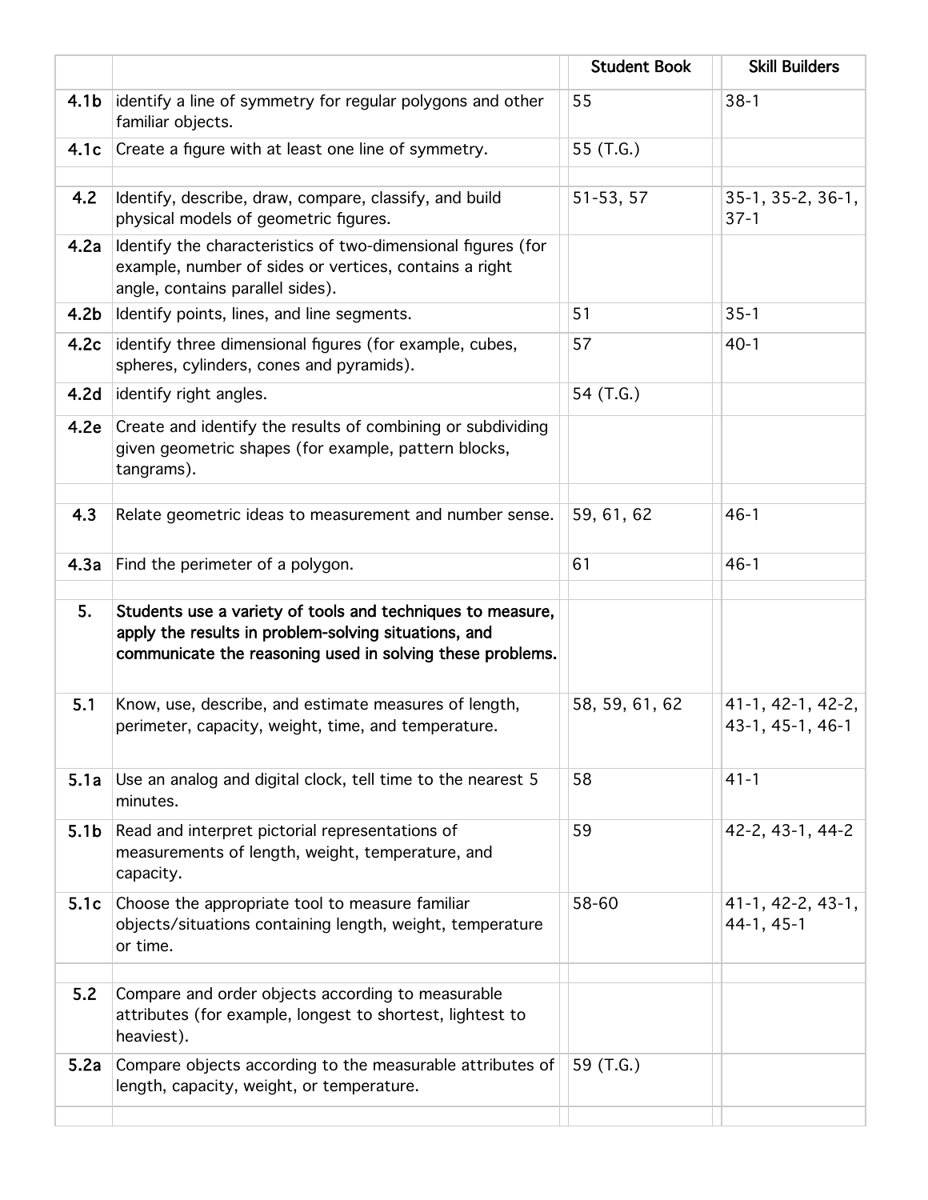| | | Student Book | Skill Builders |
|---|---|---|---|
| **4.1b** | identify a line of symmetry for regular polygons and other familiar objects. | 55 | 38-1 |
| **4.1c** | Create a figure with at least one line of symmetry. | 55 (T.G.) | |
| | | | |
| **4.2** | Identify, describe, draw, compare, classify, and build physical models of geometric figures. | 51-53, 57 | 35-1, 35-2, 36-1, 37-1 |
| **4.2a** | Identify the characteristics of two-dimensional figures (for example, number of sides or vertices, contains a right angle, contains parallel sides). | | |
| **4.2b** | Identify points, lines, and line segments. | 51 | 35-1 |
| **4.2c** | identify three dimensional figures (for example, cubes, spheres, cylinders, cones and pyramids). | 57 | 40-1 |
| **4.2d** | identify right angles. | 54 (T.G.) | |
| **4.2e** | Create and identify the results of combining or subdividing given geometric shapes (for example, pattern blocks, tangrams). | | |
| | | | |
| **4.3** | Relate geometric ideas to measurement and number sense. | 59, 61, 62 | 46-1 |
| **4.3a** | Find the perimeter of a polygon. | 61 | 46-1 |
| | | | |
| **5.** | **Students use a variety of tools and techniques to measure, apply the results in problem-solving situations, and communicate the reasoning used in solving these problems.** | | |
| **5.1** | Know, use, describe, and estimate measures of length, perimeter, capacity, weight, time, and temperature. | 58, 59, 61, 62 | 41-1, 42-1, 42-2, 43-1, 45-1, 46-1 |
| **5.1a** | Use an analog and digital clock, tell time to the nearest 5 minutes. | 58 | 41-1 |
| **5.1b** | Read and interpret pictorial representations of measurements of length, weight, temperature, and capacity. | 59 | 42-2, 43-1, 44-2 |
| **5.1c** | Choose the appropriate tool to measure familiar objects/situations containing length, weight, temperature or time. | 58-60 | 41-1, 42-2, 43-1, 44-1, 45-1 |
| | | | |
| **5.2** | Compare and order objects according to measurable attributes (for example, longest to shortest, lightest to heaviest). | | |
| **5.2a** | Compare objects according to the measurable attributes of length, capacity, weight, or temperature. | 59 (T.G.) | |
| | | | |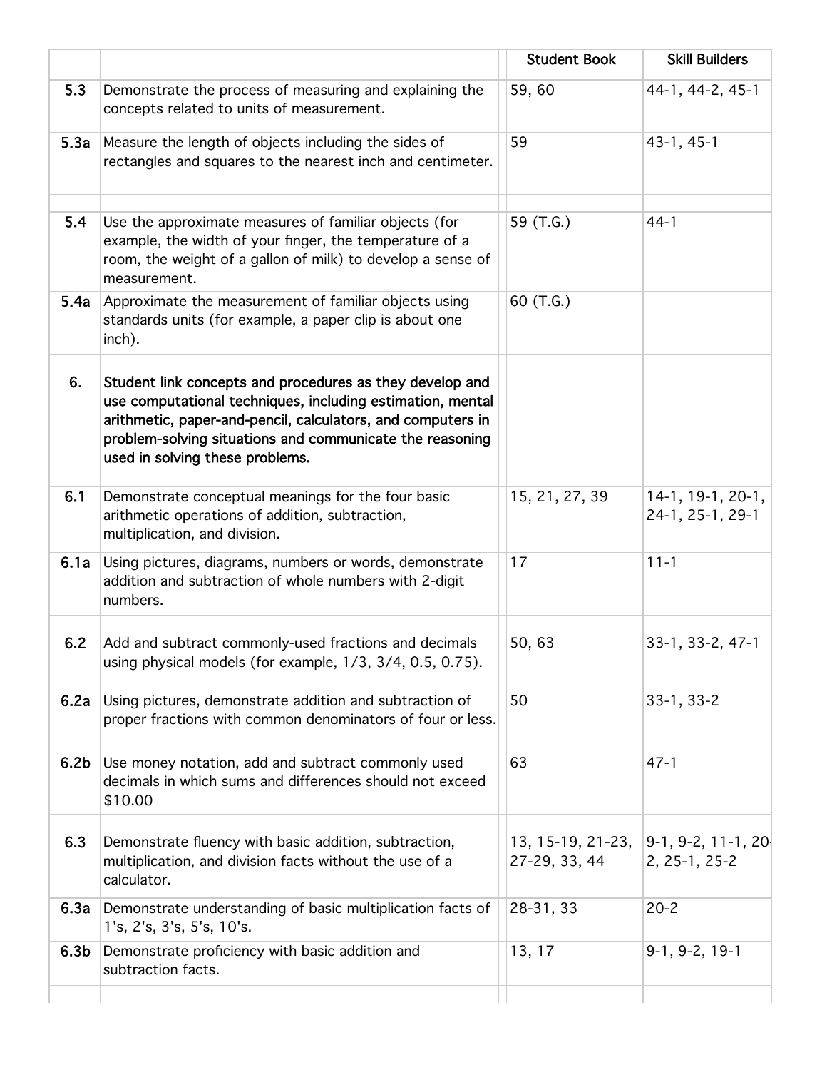| | | Student Book | Skill Builders |
|---|---|---|---|
| 5.3 | Demonstrate the process of measuring and explaining the concepts related to units of measurement. | 59, 60 | 44-1, 44-2, 45-1 |
| 5.3a | Measure the length of objects including the sides of rectangles and squares to the nearest inch and centimeter. | 59 | 43-1, 45-1 |
| | | | |
| 5.4 | Use the approximate measures of familiar objects (for example, the width of your finger, the temperature of a room, the weight of a gallon of milk) to develop a sense of measurement. | 59 (T.G.) | 44-1 |
| 5.4a | Approximate the measurement of familiar objects using standards units (for example, a paper clip is about one inch). | 60 (T.G.) | |
| | | | |
| **6.** | **Student link concepts and procedures as they develop and use computational techniques, including estimation, mental arithmetic, paper-and-pencil, calculators, and computers in problem-solving situations and communicate the reasoning used in solving these problems.** | | |
| 6.1 | Demonstrate conceptual meanings for the four basic arithmetic operations of addition, subtraction, multiplication, and division. | 15, 21, 27, 39 | 14-1, 19-1, 20-1, 24-1, 25-1, 29-1 |
| 6.1a | Using pictures, diagrams, numbers or words, demonstrate addition and subtraction of whole numbers with 2-digit numbers. | 17 | 11-1 |
| | | | |
| 6.2 | Add and subtract commonly-used fractions and decimals using physical models (for example, 1/3, 3/4, 0.5, 0.75). | 50, 63 | 33-1, 33-2, 47-1 |
| 6.2a | Using pictures, demonstrate addition and subtraction of proper fractions with common denominators of four or less. | 50 | 33-1, 33-2 |
| 6.2b | Use money notation, add and subtract commonly used decimals in which sums and differences should not exceed $10.00 | 63 | 47-1 |
| | | | |
| 6.3 | Demonstrate fluency with basic addition, subtraction, multiplication, and division facts without the use of a calculator. | 13, 15-19, 21-23, 27-29, 33, 44 | 9-1, 9-2, 11-1, 20-2, 25-1, 25-2 |
| 6.3a | Demonstrate understanding of basic multiplication facts of 1's, 2's, 3's, 5's, 10's. | 28-31, 33 | 20-2 |
| 6.3b | Demonstrate proficiency with basic addition and subtraction facts. | 13, 17 | 9-1, 9-2, 19-1 |
| | | | |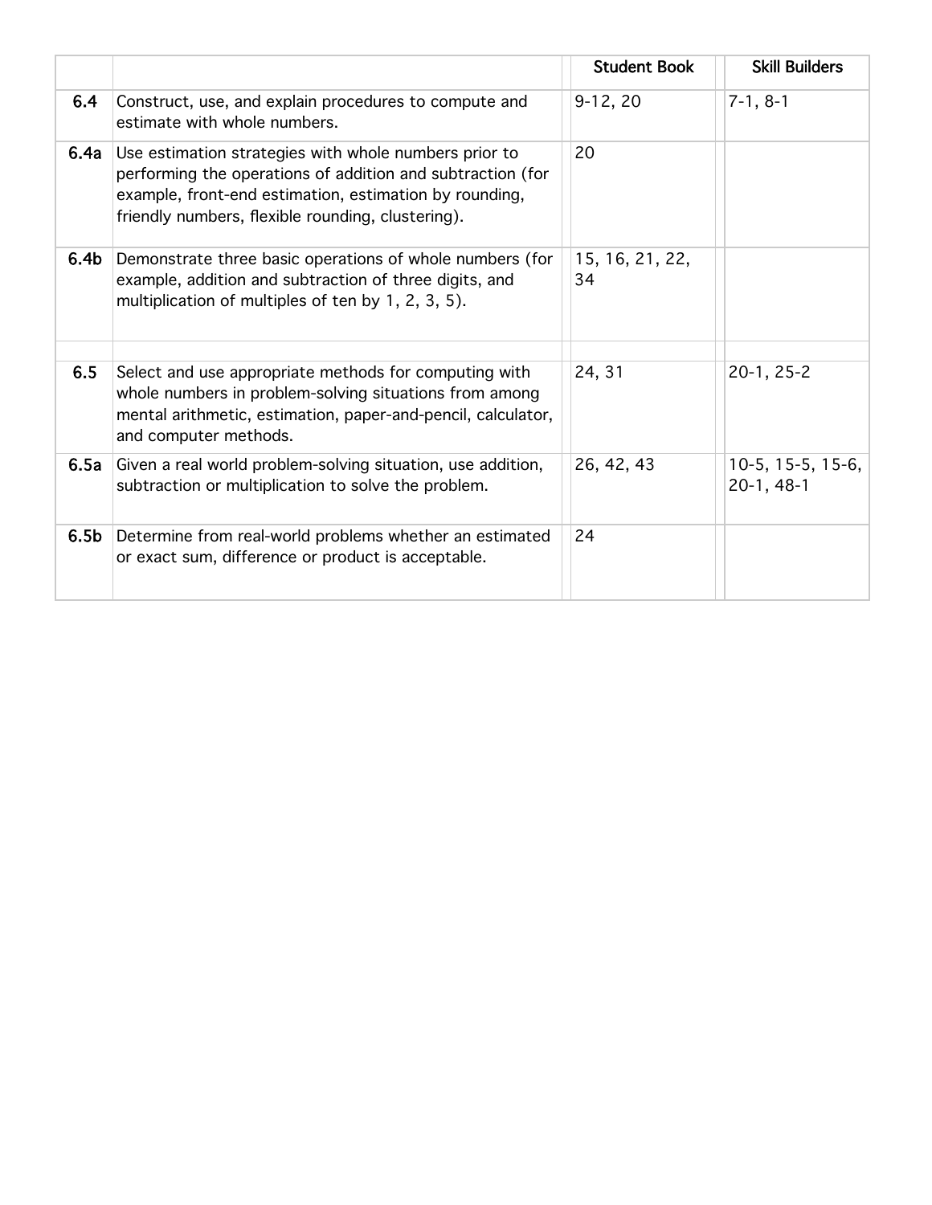| | | Student Book | Skill Builders |
|---|---|---|---|
| **6.4** | Construct, use, and explain procedures to compute and estimate with whole numbers. | 9-12, 20 | 7-1, 8-1 |
| **6.4a** | Use estimation strategies with whole numbers prior to performing the operations of addition and subtraction (for example, front-end estimation, estimation by rounding, friendly numbers, flexible rounding, clustering). | 20 | |
| **6.4b** | Demonstrate three basic operations of whole numbers (for example, addition and subtraction of three digits, and multiplication of multiples of ten by 1, 2, 3, 5). | 15, 16, 21, 22, 34 | |
| | | | |
| **6.5** | Select and use appropriate methods for computing with whole numbers in problem-solving situations from among mental arithmetic, estimation, paper-and-pencil, calculator, and computer methods. | 24, 31 | 20-1, 25-2 |
| **6.5a** | Given a real world problem-solving situation, use addition, subtraction or multiplication to solve the problem. | 26, 42, 43 | 10-5, 15-5, 15-6, 20-1, 48-1 |
| **6.5b** | Determine from real-world problems whether an estimated or exact sum, difference or product is acceptable. | 24 | |